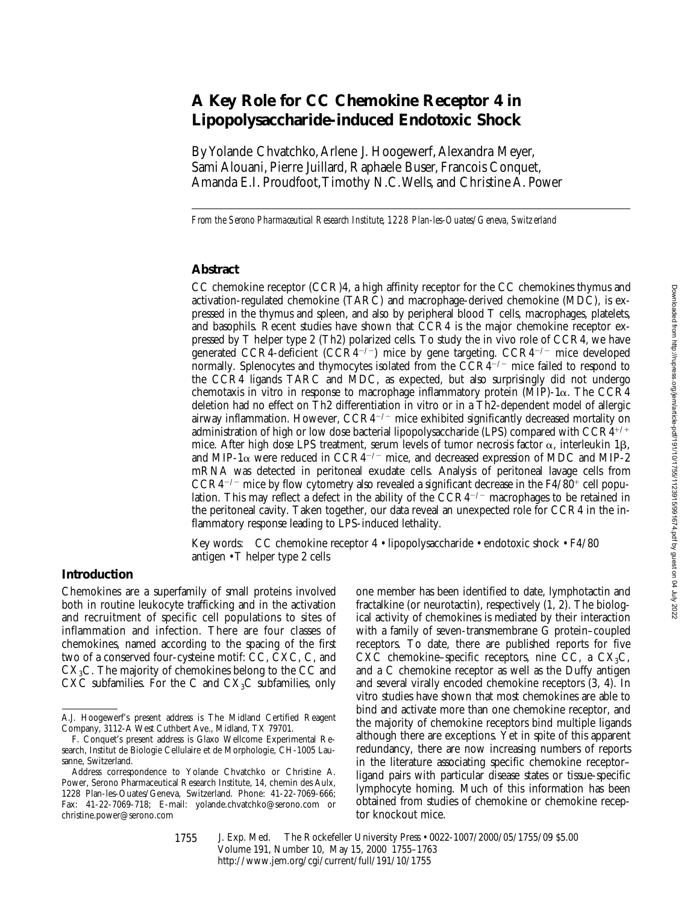# A Key Role for CC Chemokine Receptor 4 in Lipopolysaccharide-induced Endotoxic Shock

By Yolande Chvatchko, Arlene J. Hoogewerf, Alexandra Meyer, Sami Alouani, Pierre Juillard, Raphaele Buser, Francois Conquet, Amanda E.I. Proudfoot, Timothy N.C. Wells, and Christine A. Power

*From the Serono Pharmaceutical Research Institute, 1228 Plan-les-Ouates/Geneva, Switzerland*

## Abstract

CC chemokine receptor (CCR)4, a high affinity receptor for the CC chemokines thymus and activation-regulated chemokine (TARC) and macrophage-derived chemokine (MDC), is expressed in the thymus and spleen, and also by peripheral blood T cells, macrophages, platelets, and basophils. Recent studies have shown that CCR4 is the major chemokine receptor expressed by T helper type 2 (Th2) polarized cells. To study the in vivo role of CCR4, we have generated CCR4-deficient ($CCR4^{-/-}$) mice by gene targeting. $CCR4^{-/-}$ mice developed normally. Splenocytes and thymocytes isolated from the $CCR4^{-/-}$ mice failed to respond to the CCR4 ligands TARC and MDC, as expected, but also surprisingly did not undergo chemotaxis in vitro in response to macrophage inflammatory protein (MIP)-1α. The CCR4 deletion had no effect on Th2 differentiation in vitro or in a Th2-dependent model of allergic airway inflammation. However, $CCR4^{-/-}$ mice exhibited significantly decreased mortality on administration of high or low dose bacterial lipopolysaccharide (LPS) compared with $CCR4^{+/+}$ mice. After high dose LPS treatment, serum levels of tumor necrosis factor α, interleukin 1β, and MIP-1α were reduced in $CCR4^{-/-}$ mice, and decreased expression of MDC and MIP-2 mRNA was detected in peritoneal exudate cells. Analysis of peritoneal lavage cells from $CCR4^{-/-}$ mice by flow cytometry also revealed a significant decrease in the $F4/80^{+}$ cell population. This may reflect a defect in the ability of the $CCR4^{-/-}$ macrophages to be retained in the peritoneal cavity. Taken together, our data reveal an unexpected role for CCR4 in the inflammatory response leading to LPS-induced lethality.

Key words: CC chemokine receptor 4 • lipopolysaccharide • endotoxic shock • F4/80 antigen • T helper type 2 cells

## Introduction

Chemokines are a superfamily of small proteins involved both in routine leukocyte trafficking and in the activation and recruitment of specific cell populations to sites of inflammation and infection. There are four classes of chemokines, named according to the spacing of the first two of a conserved four-cysteine motif: CC, CXC, C, and $CX_3C$. The majority of chemokines belong to the CC and CXC subfamilies. For the C and $CX_3C$ subfamilies, only one member has been identified to date, lymphotactin and fractalkine (or neurotactin), respectively (1, 2). The biological activity of chemokines is mediated by their interaction with a family of seven-transmembrane G protein–coupled receptors. To date, there are published reports for five CXC chemokine–specific receptors, nine CC, a $CX_3C$, and a C chemokine receptor as well as the Duffy antigen and several virally encoded chemokine receptors (3, 4). In vitro studies have shown that most chemokines are able to bind and activate more than one chemokine receptor, and the majority of chemokine receptors bind multiple ligands although there are exceptions. Yet in spite of this apparent redundancy, there are now increasing numbers of reports in the literature associating specific chemokine receptor–ligand pairs with particular disease states or tissue-specific lymphocyte homing. Much of this information has been obtained from studies of chemokine or chemokine receptor knockout mice.

---

A.J. Hoogewerf's present address is The Midland Certified Reagent Company, 3112-A West Cuthbert Ave., Midland, TX 79701.

F. Conquet's present address is Glaxo Wellcome Experimental Research, Institut de Biologie Cellulaire et de Morphologie, CH-1005 Lausanne, Switzerland.

Address correspondence to Yolande Chvatchko or Christine A. Power, Serono Pharmaceutical Research Institute, 14, chemin des Aulx, 1228 Plan-les-Ouates/Geneva, Switzerland. Phone: 41-22-7069-666; Fax: 41-22-7069-718; E-mail: yolande.chvatchko@serono.com or christine.power@serono.com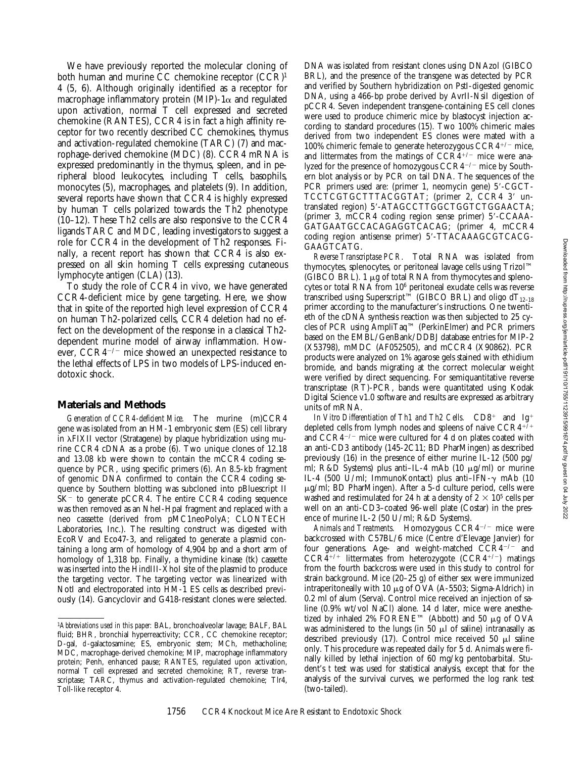We have previously reported the molecular cloning of both human and murine CC chemokine receptor (CCR)[1] 4 (5, 6). Although originally identified as a receptor for macrophage inflammatory protein (MIP)-1α and regulated upon activation, normal T cell expressed and secreted chemokine (RANTES), CCR4 is in fact a high affinity receptor for two recently described CC chemokines, thymus and activation-regulated chemokine (TARC) (7) and macrophage-derived chemokine (MDC) (8). CCR4 mRNA is expressed predominantly in the thymus, spleen, and in peripheral blood leukocytes, including T cells, basophils, monocytes (5), macrophages, and platelets (9). In addition, several reports have shown that CCR4 is highly expressed by human T cells polarized towards the Th2 phenotype (10–12). These Th2 cells are also responsive to the CCR4 ligands TARC and MDC, leading investigators to suggest a role for CCR4 in the development of Th2 responses. Finally, a recent report has shown that CCR4 is also expressed on all skin homing T cells expressing cutaneous lymphocyte antigen (CLA) (13).

To study the role of CCR4 in vivo, we have generated CCR4-deficient mice by gene targeting. Here, we show that in spite of the reported high level expression of CCR4 on human Th2-polarized cells, CCR4 deletion had no effect on the development of the response in a classical Th2-dependent murine model of airway inflammation. However, $CCR4^{-/-}$ mice showed an unexpected resistance to the lethal effects of LPS in two models of LPS-induced endotoxic shock.

## Materials and Methods

*Generation of CCR4-deficient Mice.* The murine (m)CCR4 gene was isolated from an HM-1 embryonic stem (ES) cell library in λFIXII vector (Stratagene) by plaque hybridization using murine CCR4 cDNA as a probe (6). Two unique clones of 12.18 and 13.08 kb were shown to contain the mCCR4 coding sequence by PCR, using specific primers (6). An 8.5-kb fragment of genomic DNA confirmed to contain the CCR4 coding sequence by Southern blotting was subcloned into pBluescript II $SK^-$ to generate pCCR4. The entire CCR4 coding sequence was then removed as an NheI-HpaI fragment and replaced with a neo cassette (derived from pMC1neoPolyA; CLONTECH Laboratories, Inc.). The resulting construct was digested with EcoRV and Eco47-3, and religated to generate a plasmid containing a long arm of homology of 4,904 bp and a short arm of homology of 1,318 bp. Finally, a thymidine kinase (tk) cassette was inserted into the HindIII-XhoI site of the plasmid to produce the targeting vector. The targeting vector was linearized with NotI and electroporated into HM-1 ES cells as described previously (14). Gancyclovir and G418-resistant clones were selected. DNA was isolated from resistant clones using DNAzol (GIBCO BRL), and the presence of the transgene was detected by PCR and verified by Southern hybridization on PstI-digested genomic DNA, using a 466-bp probe derived by AvrII-NsiI digestion of pCCR4. Seven independent transgene-containing ES cell clones were used to produce chimeric mice by blastocyst injection according to standard procedures (15). Two 100% chimeric males derived from two independent ES clones were mated with a 100% chimeric female to generate heterozygous $CCR4^{+/-}$ mice, and littermates from the matings of $CCR4^{+/-}$ mice were analyzed for the presence of homozygous $CCR4^{-/-}$ mice by Southern blot analysis or by PCR on tail DNA. The sequences of the PCR primers used are: (primer 1, neomycin gene) 5′-CGCTTCCTCGTGCTTTACGGTAT; (primer 2, CCR4 3′ untranslated region) 5′-ATAGCCTTGGCTGGTCTGGAACTA; (primer 3, mCCR4 coding region sense primer) 5′-CCAAAGATGAATGCCACAGAGGTCACAG; (primer 4, mCCR4 coding region antisense primer) 5′-TTACAAAGCGTCACGGAAGTCATG.

*Reverse Transcriptase PCR.* Total RNA was isolated from thymocytes, splenocytes, or peritoneal lavage cells using Trizol™ (GIBCO BRL). 1 μg of total RNA from thymocytes and splenocytes or total RNA from $10^6$ peritoneal exudate cells was reverse transcribed using Superscript™ (GIBCO BRL) and oligo $dT_{12-18}$ primer according to the manufacturer's instructions. One twentieth of the cDNA synthesis reaction was then subjected to 25 cycles of PCR using AmpliTaq™ (PerkinElmer) and PCR primers based on the EMBL/GenBank/DDBJ database entries for MIP-2 (X53798), mMDC (AF052505), and mCCR4 (X90862). PCR products were analyzed on 1% agarose gels stained with ethidium bromide, and bands migrating at the correct molecular weight were verified by direct sequencing. For semiquantitative reverse transcriptase (RT)-PCR, bands were quantitated using Kodak Digital Science v1.0 software and results are expressed as arbitrary units of mRNA.

*In Vitro Differentiation of Th1 and Th2 Cells.* $CD8^+$ and $Ig^+$ depleted cells from lymph nodes and spleens of naive $CCR4^{+/+}$ and $CCR4^{-/-}$ mice were cultured for 4 d on plates coated with an anti-CD3 antibody (145-2C11; BD PharMingen) as described previously (16) in the presence of either murine IL-12 (500 pg/ml; R&D Systems) plus anti–IL-4 mAb (10 μg/ml) or murine IL-4 (500 U/ml; ImmunoKontact) plus anti–IFN-γ mAb (10 μg/ml; BD PharMingen). After a 5-d culture period, cells were washed and restimulated for 24 h at a density of $2 \times 10^5$ cells per well on an anti-CD3–coated 96-well plate (Costar) in the presence of murine IL-2 (50 U/ml; R&D Systems).

*Animals and Treatments.* Homozygous $CCR4^{-/-}$ mice were backcrossed with C57BL/6 mice (Centre d'Elevage Janvier) for four generations. Age- and weight-matched $CCR4^{-/-}$ and $CCR4^{+/+}$ littermates from heterozygote ($CCR4^{+/-}$) matings from the fourth backcross were used in this study to control for strain background. Mice (20–25 g) of either sex were immunized intraperitoneally with 10 μg of OVA (A-5503; Sigma-Aldrich) in 0.2 ml of alum (Serva). Control mice received an injection of saline (0.9% wt/vol NaCl) alone. 14 d later, mice were anesthetized by inhaled 2% FORENE™ (Abbott) and 50 μg of OVA was administered to the lungs (in 50 μl of saline) intranasally as described previously (17). Control mice received 50 μl saline only. This procedure was repeated daily for 5 d. Animals were finally killed by lethal injection of 60 mg/kg pentobarbital. Student's *t* test was used for statistical analysis, except that for the analysis of the survival curves, we performed the log rank test (two-tailed).

[1]*Abbreviations used in this paper:* BAL, bronchoalveolar lavage; BALF, BAL fluid; BHR, bronchial hyperreactivity; CCR, CC chemokine receptor; D-gal, D-galactosamine; ES, embryonic stem; MCh, methacholine; MDC, macrophage-derived chemokine; MIP, macrophage inflammatory protein; Penh, enhanced pause; RANTES, regulated upon activation, normal T cell expressed and secreted chemokine; RT, reverse transcriptase; TARC, thymus and activation-regulated chemokine; Tlr4, Toll-like receptor 4.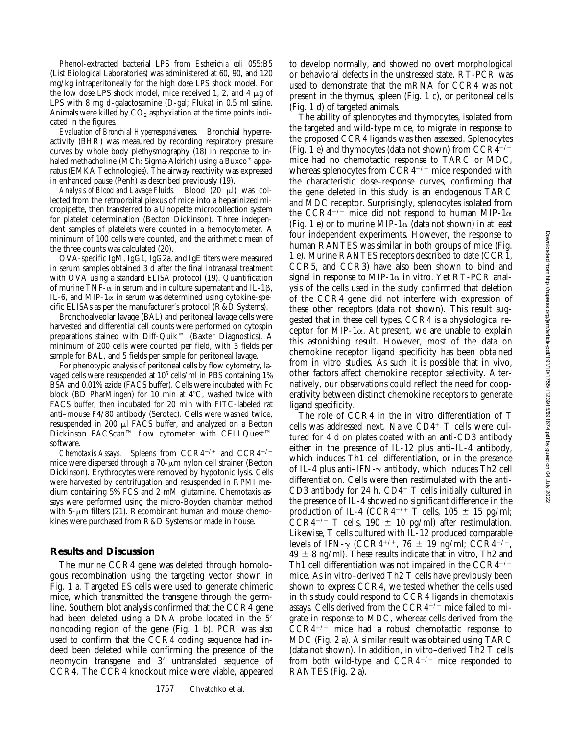Phenol-extracted bacterial LPS from *Escherichia coli* 055:B5 (List Biological Laboratories) was administered at 60, 90, and 120 mg/kg intraperitoneally for the high dose LPS shock model. For the low dose LPS shock model, mice received 1, 2, and 4 μg of LPS with 8 mg d-galactosamine (D-gal; Fluka) in 0.5 ml saline. Animals were killed by $CO_2$ asphyxiation at the time points indicated in the figures.

*Evaluation of Bronchial Hyperresponsiveness.* Bronchial hyperreactivity (BHR) was measured by recording respiratory pressure curves by whole body plethysmography (18) in response to inhaled methacholine (MCh; Sigma-Aldrich) using a Buxco® apparatus (EMKA Technologies). The airway reactivity was expressed in enhanced pause (Penh) as described previously (19).

*Analysis of Blood and Lavage Fluids.* Blood (20 μl) was collected from the retroorbital plexus of mice into a heparinized micropipette, then transferred to a Unopette microcollection system for platelet determination (Becton Dickinson). Three independent samples of platelets were counted in a hemocytometer. A minimum of 100 cells were counted, and the arithmetic mean of the three counts was calculated (20).

OVA-specific IgM, IgG1, IgG2a, and IgE titers were measured in serum samples obtained 3 d after the final intranasal treatment with OVA using a standard ELISA protocol (19). Quantification of murine TNF-α in serum and in culture supernatant and IL-1β, IL-6, and MIP-1α in serum was determined using cytokine-specific ELISAs as per the manufacturer's protocol (R&D Systems).

Bronchoalveolar lavage (BAL) and peritoneal lavage cells were harvested and differential cell counts were performed on cytospin preparations stained with Diff-Quik™ (Baxter Diagnostics). A minimum of 200 cells were counted per field, with 3 fields per sample for BAL, and 5 fields per sample for peritoneal lavage.

For phenotypic analysis of peritoneal cells by flow cytometry, lavaged cells were resuspended at $10^6$ cells/ml in PBS containing 1% BSA and 0.01% azide (FACS buffer). Cells were incubated with Fc block (BD PharMingen) for 10 min at 4°C, washed twice with FACS buffer, then incubated for 20 min with FITC-labeled rat anti–mouse F4/80 antibody (Serotec). Cells were washed twice, resuspended in 200 μl FACS buffer, and analyzed on a Becton Dickinson FACScan™ flow cytometer with CELLQuest™ software.

*Chemotaxis Assays.* Spleens from $CCR4^{+/+}$ and $CCR4^{-/-}$ mice were dispersed through a 70-μm nylon cell strainer (Becton Dickinson). Erythrocytes were removed by hypotonic lysis. Cells were harvested by centrifugation and resuspended in RPMI medium containing 5% FCS and 2 mM glutamine. Chemotaxis assays were performed using the micro-Boyden chamber method with 5-μm filters (21). Recombinant human and mouse chemokines were purchased from R&D Systems or made in house.

## Results and Discussion

The murine CCR4 gene was deleted through homologous recombination using the targeting vector shown in Fig. 1 a. Targeted ES cells were used to generate chimeric mice, which transmitted the transgene through the germline. Southern blot analysis confirmed that the CCR4 gene had been deleted using a DNA probe located in the 5′ noncoding region of the gene (Fig. 1 b). PCR was also used to confirm that the CCR4 coding sequence had indeed been deleted while confirming the presence of the neomycin transgene and 3′ untranslated sequence of CCR4. The CCR4 knockout mice were viable, appeared to develop normally, and showed no overt morphological or behavioral defects in the unstressed state. RT-PCR was used to demonstrate that the mRNA for CCR4 was not present in the thymus, spleen (Fig. 1 c), or peritoneal cells (Fig. 1 d) of targeted animals.

The ability of splenocytes and thymocytes, isolated from the targeted and wild-type mice, to migrate in response to the proposed CCR4 ligands was then assessed. Splenocytes (Fig. 1 e) and thymocytes (data not shown) from $CCR4^{-/-}$ mice had no chemotactic response to TARC or MDC, whereas splenocytes from $CCR4^{+/+}$ mice responded with the characteristic dose–response curves, confirming that the gene deleted in this study is an endogenous TARC and MDC receptor. Surprisingly, splenocytes isolated from the $CCR4^{-/-}$ mice did not respond to human MIP-1α (Fig. 1 e) or to murine MIP-1α (data not shown) in at least four independent experiments. However, the response to human RANTES was similar in both groups of mice (Fig. 1 e). Murine RANTES receptors described to date (CCR1, CCR5, and CCR3) have also been shown to bind and signal in response to MIP-1α in vitro. Yet RT-PCR analysis of the cells used in the study confirmed that deletion of the CCR4 gene did not interfere with expression of these other receptors (data not shown). This result suggested that in these cell types, CCR4 is a physiological receptor for MIP-1α. At present, we are unable to explain this astonishing result. However, most of the data on chemokine receptor ligand specificity has been obtained from in vitro studies. As such it is possible that in vivo, other factors affect chemokine receptor selectivity. Alternatively, our observations could reflect the need for cooperativity between distinct chemokine receptors to generate ligand specificity.

The role of CCR4 in the in vitro differentiation of T cells was addressed next. Naive $CD4^+$ T cells were cultured for 4 d on plates coated with an anti-CD3 antibody either in the presence of IL-12 plus anti–IL-4 antibody, which induces Th1 cell differentiation, or in the presence of IL-4 plus anti–IFN-γ antibody, which induces Th2 cell differentiation. Cells were then restimulated with the anti-CD3 antibody for 24 h. $CD4^+$ T cells initially cultured in the presence of IL-4 showed no significant difference in the production of IL-4 ($CCR4^{+/+}$ T cells, 105 ± 15 pg/ml; $CCR4^{-/-}$ T cells, 190 ± 10 pg/ml) after restimulation. Likewise, T cells cultured with IL-12 produced comparable levels of IFN-γ ($CCR4^{+/+}$, 76 ± 19 ng/ml; $CCR4^{-/-}$, 49 ± 8 ng/ml). These results indicate that in vitro, Th2 and Th1 cell differentiation was not impaired in the $CCR4^{-/-}$ mice. As in vitro–derived Th2 T cells have previously been shown to express CCR4, we tested whether the cells used in this study could respond to CCR4 ligands in chemotaxis assays. Cells derived from the $CCR4^{-/-}$ mice failed to migrate in response to MDC, whereas cells derived from the $CCR4^{+/+}$ mice had a robust chemotactic response to MDC (Fig. 2 a). A similar result was obtained using TARC (data not shown). In addition, in vitro–derived Th2 T cells from both wild-type and $CCR4^{-/-}$ mice responded to RANTES (Fig. 2 a).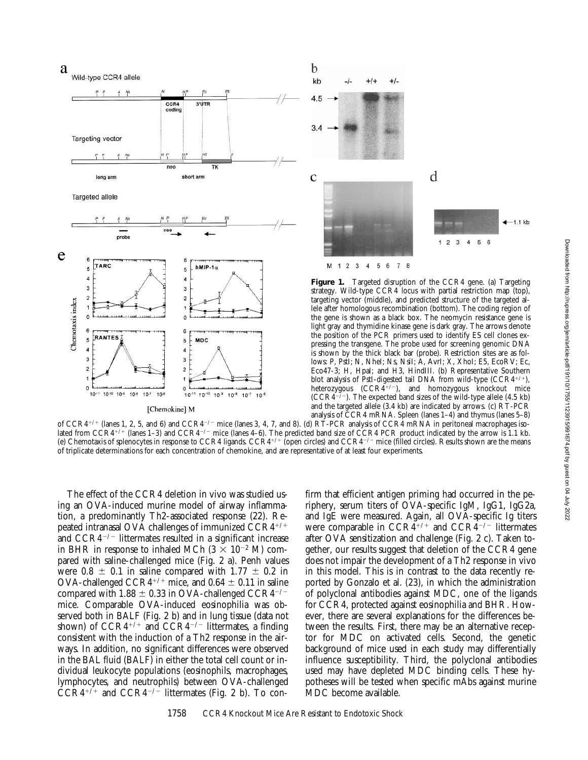**Figure 1.** Targeted disruption of the CCR4 gene. (a) Targeting strategy. Wild-type CCR4 locus with partial restriction map (top), targeting vector (middle), and predicted structure of the targeted allele after homologous recombination (bottom). The coding region of the gene is shown as a black box. The neomycin resistance gene is light gray and thymidine kinase gene is dark gray. The arrows denote the position of the PCR primers used to identify ES cell clones expressing the transgene. The probe used for screening genomic DNA is shown by the thick black bar (probe). Restriction sites are as follows: P, PstI; N, NheI; Ns, NsiI; A, AvrI; X, XhoI; E5, EcoRV; Ec, Eco47-3; H, HpaI; and H3, HindIII. (b) Representative Southern blot analysis of PstI-digested tail DNA from wild-type ($CCR4^{+/+}$), heterozygous ($CCR4^{+/-}$), and homozygous knockout mice ($CCR4^{-/-}$). The expected band sizes of the wild-type allele (4.5 kb) and the targeted allele (3.4 kb) are indicated by arrows. (c) RT-PCR analysis of CCR4 mRNA. Spleen (lanes 1–4) and thymus (lanes 5–8) of $CCR4^{+/+}$ (lanes 1, 2, 5, and 6) and $CCR4^{-/-}$ mice (lanes 3, 4, 7, and 8). (d) RT-PCR analysis of CCR4 mRNA in peritoneal macrophages isolated from $CCR4^{+/+}$ (lanes 1–3) and $CCR4^{-/-}$ mice (lanes 4–6). The predicted band size of CCR4 PCR product indicated by the arrow is 1.1 kb. (e) Chemotaxis of splenocytes in response to CCR4 ligands. $CCR4^{+/+}$ (open circles) and $CCR4^{-/-}$ mice (filled circles). Results shown are the means of triplicate determinations for each concentration of chemokine, and are representative of at least four experiments.

The effect of the CCR4 deletion in vivo was studied using an OVA-induced murine model of airway inflammation, a predominantly Th2-associated response (22). Repeated intranasal OVA challenges of immunized $CCR4^{+/+}$ and $CCR4^{-/-}$ littermates resulted in a significant increase in BHR in response to inhaled MCh ($3 \times 10^{-2}$ M) compared with saline-challenged mice (Fig. 2 a). Penh values were $0.8 \pm 0.1$ in saline compared with $1.77 \pm 0.2$ in OVA-challenged $CCR4^{+/+}$ mice, and $0.64 \pm 0.11$ in saline compared with $1.88 \pm 0.33$ in OVA-challenged $CCR4^{-/-}$ mice. Comparable OVA-induced eosinophilia was observed both in BALF (Fig. 2 b) and in lung tissue (data not shown) of $CCR4^{+/+}$ and $CCR4^{-/-}$ littermates, a finding consistent with the induction of a Th2 response in the airways. In addition, no significant differences were observed in the BAL fluid (BALF) in either the total cell count or individual leukocyte populations (eosinophils, macrophages, lymphocytes, and neutrophils) between OVA-challenged $CCR4^{+/+}$ and $CCR4^{-/-}$ littermates (Fig. 2 b). To confirm that efficient antigen priming had occurred in the periphery, serum titers of OVA-specific IgM, IgG1, IgG2a, and IgE were measured. Again, all OVA-specific Ig titers were comparable in $CCR4^{+/+}$ and $CCR4^{-/-}$ littermates after OVA sensitization and challenge (Fig. 2 c). Taken together, our results suggest that deletion of the CCR4 gene does not impair the development of a Th2 response in vivo in this model. This is in contrast to the data recently reported by Gonzalo et al. (23), in which the administration of polyclonal antibodies against MDC, one of the ligands for CCR4, protected against eosinophilia and BHR. However, there are several explanations for the differences between the results. First, there may be an alternative receptor for MDC on activated cells. Second, the genetic background of mice used in each study may differentially influence susceptibility. Third, the polyclonal antibodies used may have depleted MDC binding cells. These hypotheses will be tested when specific mAbs against murine MDC become available.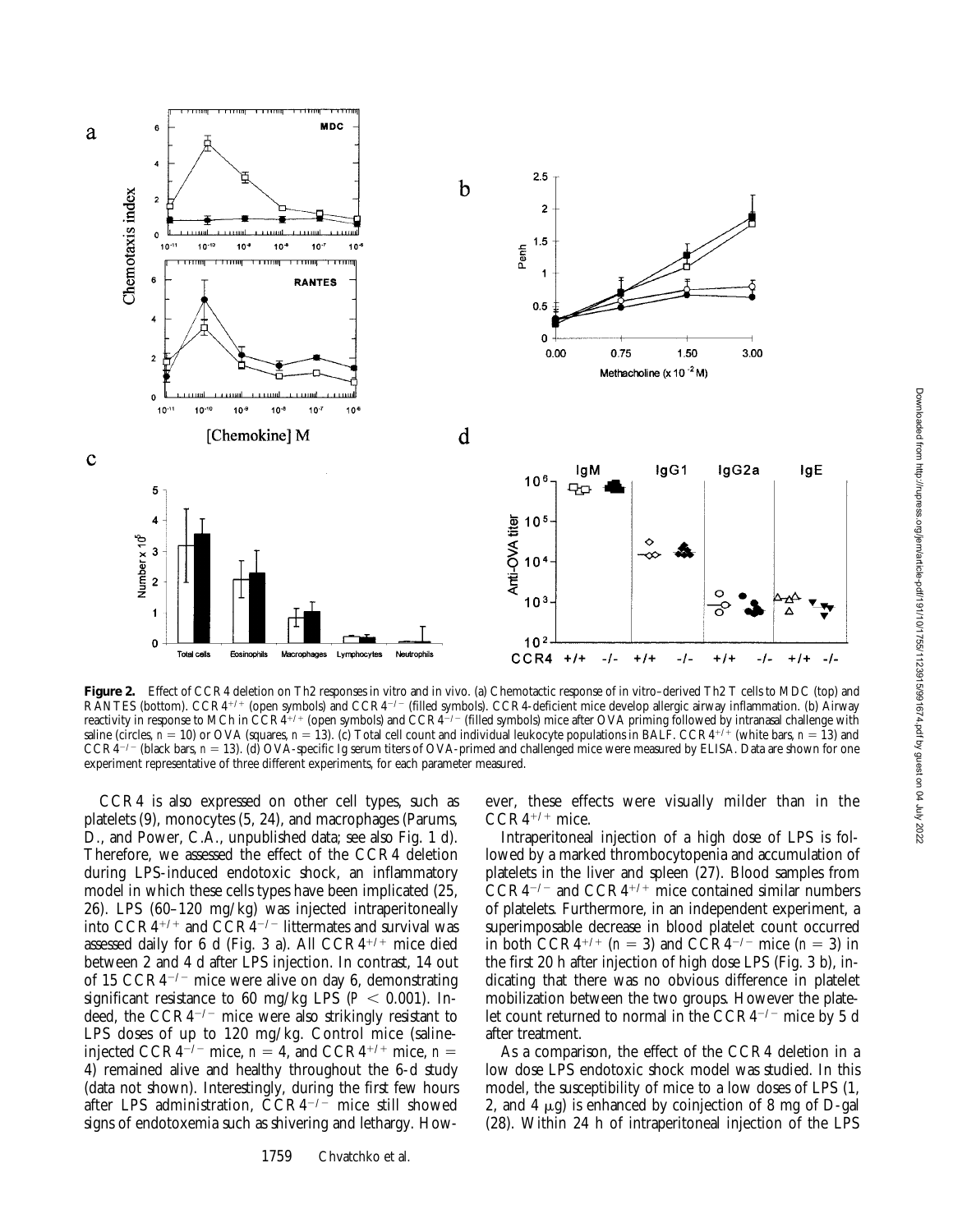**Figure 2.** Effect of CCR4 deletion on Th2 responses in vitro and in vivo. (a) Chemotactic response of in vitro–derived Th2 T cells to MDC (top) and RANTES (bottom). CCR4$^{+/+}$ (open symbols) and CCR4$^{-/-}$ (filled symbols). CCR4-deficient mice develop allergic airway inflammation. (b) Airway reactivity in response to MCh in CCR4$^{+/+}$ (open symbols) and CCR4$^{-/-}$ (filled symbols) mice after OVA priming followed by intranasal challenge with saline (circles, $n = 10$) or OVA (squares, $n = 13$). (c) Total cell count and individual leukocyte populations in BALF. CCR4$^{+/+}$ (white bars, $n = 13$) and CCR4$^{-/-}$ (black bars, $n = 13$). (d) OVA-specific Ig serum titers of OVA-primed and challenged mice were measured by ELISA. Data are shown for one experiment representative of three different experiments, for each parameter measured.

CCR4 is also expressed on other cell types, such as platelets (9), monocytes (5, 24), and macrophages (Parums, D., and Power, C.A., unpublished data; see also Fig. 1 d). Therefore, we assessed the effect of the CCR4 deletion during LPS-induced endotoxic shock, an inflammatory model in which these cells types have been implicated (25, 26). LPS (60–120 mg/kg) was injected intraperitoneally into CCR4$^{+/+}$ and CCR4$^{-/-}$ littermates and survival was assessed daily for 6 d (Fig. 3 a). All CCR4$^{+/+}$ mice died between 2 and 4 d after LPS injection. In contrast, 14 out of 15 CCR4$^{-/-}$ mice were alive on day 6, demonstrating significant resistance to 60 mg/kg LPS ($P < 0.001$). Indeed, the CCR4$^{-/-}$ mice were also strikingly resistant to LPS doses of up to 120 mg/kg. Control mice (saline-injected CCR4$^{-/-}$ mice, $n = 4$, and CCR4$^{+/+}$ mice, $n = 4$) remained alive and healthy throughout the 6-d study (data not shown). Interestingly, during the first few hours after LPS administration, CCR4$^{-/-}$ mice still showed signs of endotoxemia such as shivering and lethargy. However, these effects were visually milder than in the CCR4$^{+/+}$ mice.

Intraperitoneal injection of a high dose of LPS is followed by a marked thrombocytopenia and accumulation of platelets in the liver and spleen (27). Blood samples from CCR4$^{-/-}$ and CCR4$^{+/+}$ mice contained similar numbers of platelets. Furthermore, in an independent experiment, a superimposable decrease in blood platelet count occurred in both CCR4$^{+/+}$ ($n = 3$) and CCR4$^{-/-}$ mice ($n = 3$) in the first 20 h after injection of high dose LPS (Fig. 3 b), indicating that there was no obvious difference in platelet mobilization between the two groups. However the platelet count returned to normal in the CCR4$^{-/-}$ mice by 5 d after treatment.

As a comparison, the effect of the CCR4 deletion in a low dose LPS endotoxic shock model was studied. In this model, the susceptibility of mice to a low doses of LPS (1, 2, and 4 μg) is enhanced by coinjection of 8 mg of D-gal (28). Within 24 h of intraperitoneal injection of the LPS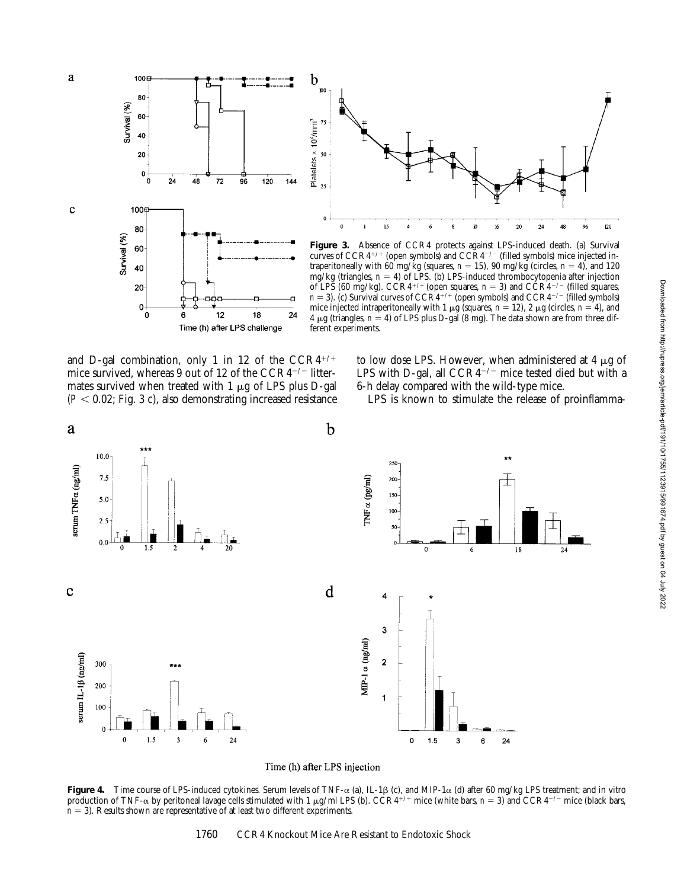**Figure 3.** Absence of CCR4 protects against LPS-induced death. (a) Survival curves of $CCR4^{+/+}$ (open symbols) and $CCR4^{-/-}$ (filled symbols) mice injected intraperitoneally with 60 mg/kg (squares, $n = 15$), 90 mg/kg (circles, $n = 4$), and 120 mg/kg (triangles, $n = 4$) of LPS. (b) LPS-induced thrombocytopenia after injection of LPS (60 mg/kg). $CCR4^{+/+}$ (open squares, $n = 3$) and $CCR4^{-/-}$ (filled squares, $n = 3$). (c) Survival curves of $CCR4^{+/+}$ (open symbols) and $CCR4^{-/-}$ (filled symbols) mice injected intraperitoneally with 1 μg (squares, $n = 12$), 2 μg (circles, $n = 4$), and 4 μg (triangles, $n = 4$) of LPS plus D-gal (8 mg). The data shown are from three different experiments.

and D-gal combination, only 1 in 12 of the $CCR4^{+/+}$ mice survived, whereas 9 out of 12 of the $CCR4^{-/-}$ littermates survived when treated with 1 μg of LPS plus D-gal ($P < 0.02$; Fig. 3 c), also demonstrating increased resistance to low dose LPS. However, when administered at 4 μg of LPS with D-gal, all $CCR4^{-/-}$ mice tested died but with a 6-h delay compared with the wild-type mice.

LPS is known to stimulate the release of proinflamma-

**Figure 4.** Time course of LPS-induced cytokines. Serum levels of TNF-α (a), IL-1β (c), and MIP-1α (d) after 60 mg/kg LPS treatment; and in vitro production of TNF-α by peritoneal lavage cells stimulated with 1 μg/ml LPS (b). $CCR4^{+/+}$ mice (white bars, $n = 3$) and $CCR4^{-/-}$ mice (black bars, $n = 3$). Results shown are representative of at least two different experiments.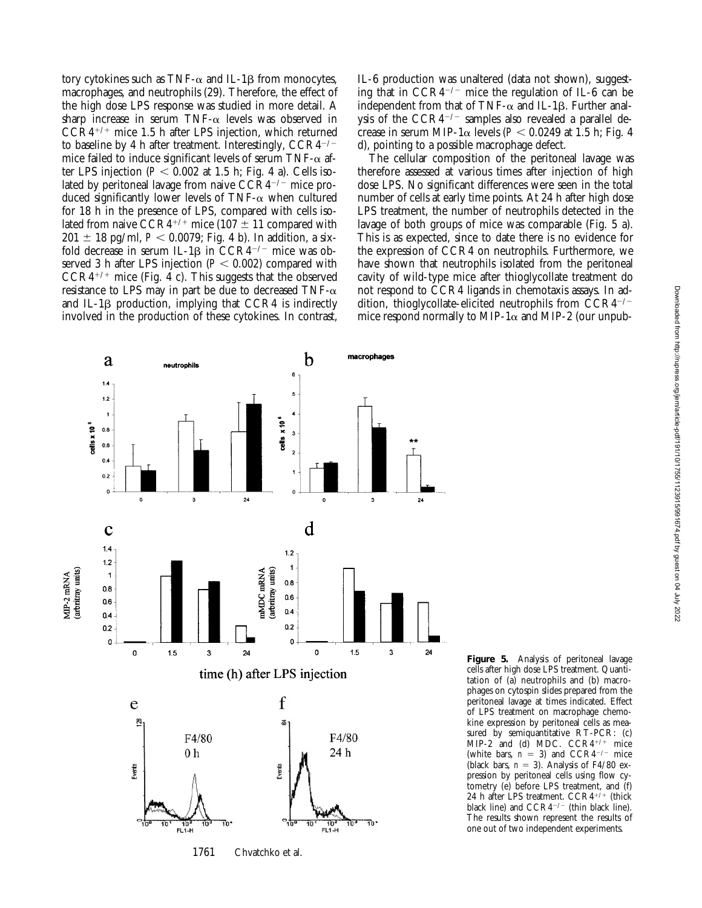tory cytokines such as TNF-α and IL-1β from monocytes, macrophages, and neutrophils (29). Therefore, the effect of the high dose LPS response was studied in more detail. A sharp increase in serum TNF-α levels was observed in CCR4$^{+/+}$ mice 1.5 h after LPS injection, which returned to baseline by 4 h after treatment. Interestingly, CCR4$^{-/-}$ mice failed to induce significant levels of serum TNF-α after LPS injection ($P < 0.002$ at 1.5 h; Fig. 4 a). Cells isolated by peritoneal lavage from naive CCR4$^{-/-}$ mice produced significantly lower levels of TNF-α when cultured for 18 h in the presence of LPS, compared with cells isolated from naive CCR4$^{+/+}$ mice (107 ± 11 compared with 201 ± 18 pg/ml, $P < 0.0079$; Fig. 4 b). In addition, a sixfold decrease in serum IL-1β in CCR4$^{-/-}$ mice was observed 3 h after LPS injection ($P < 0.002$) compared with CCR4$^{+/+}$ mice (Fig. 4 c). This suggests that the observed resistance to LPS may in part be due to decreased TNF-α and IL-1β production, implying that CCR4 is indirectly involved in the production of these cytokines. In contrast, IL-6 production was unaltered (data not shown), suggesting that in CCR4$^{-/-}$ mice the regulation of IL-6 can be independent from that of TNF-α and IL-1β. Further analysis of the CCR4$^{-/-}$ samples also revealed a parallel decrease in serum MIP-1α levels ($P < 0.0249$ at 1.5 h; Fig. 4 d), pointing to a possible macrophage defect.

The cellular composition of the peritoneal lavage was therefore assessed at various times after injection of high dose LPS. No significant differences were seen in the total number of cells at early time points. At 24 h after high dose LPS treatment, the number of neutrophils detected in the lavage of both groups of mice was comparable (Fig. 5 a). This is as expected, since to date there is no evidence for the expression of CCR4 on neutrophils. Furthermore, we have shown that neutrophils isolated from the peritoneal cavity of wild-type mice after thioglycollate treatment do not respond to CCR4 ligands in chemotaxis assays. In addition, thioglycollate-elicited neutrophils from CCR4$^{-/-}$ mice respond normally to MIP-1α and MIP-2 (our unpub-

**Figure 5.** Analysis of peritoneal lavage cells after high dose LPS treatment. Quantitation of (a) neutrophils and (b) macrophages on cytospin slides prepared from the peritoneal lavage at times indicated. Effect of LPS treatment on macrophage chemokine expression by peritoneal cells as measured by semiquantitative RT-PCR: (c) MIP-2 and (d) MDC. CCR4$^{+/+}$ mice (white bars, $n = 3$) and CCR4$^{-/-}$ mice (black bars, $n = 3$). Analysis of F4/80 expression by peritoneal cells using flow cytometry (e) before LPS treatment, and (f) 24 h after LPS treatment. CCR4$^{+/+}$ (thick black line) and CCR4$^{-/-}$ (thin black line). The results shown represent the results of one out of two independent experiments.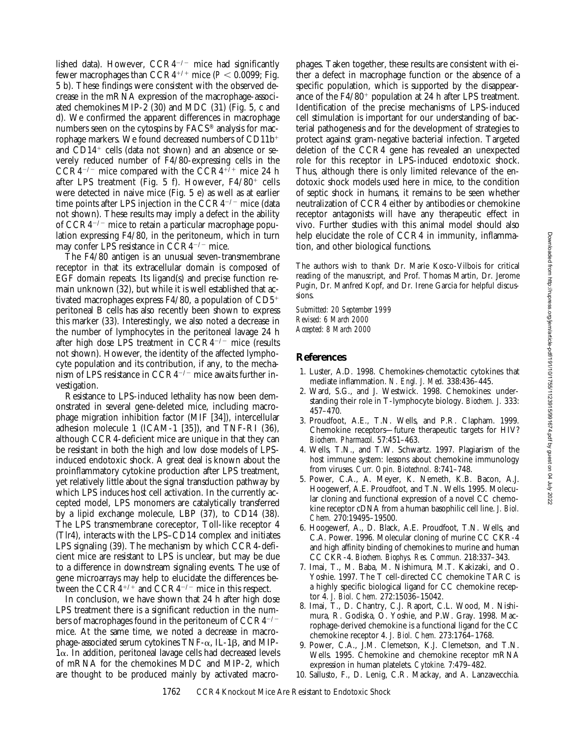lished data). However, $CCR4^{-/-}$ mice had significantly fewer macrophages than $CCR4^{+/+}$ mice ($P < 0.0099$; Fig. 5 b). These findings were consistent with the observed decrease in the mRNA expression of the macrophage-associated chemokines MIP-2 (30) and MDC (31) (Fig. 5, c and d). We confirmed the apparent differences in macrophage numbers seen on the cytospins by FACS® analysis for macrophage markers. We found decreased numbers of $CD11b^+$ and $CD14^+$ cells (data not shown) and an absence or severely reduced number of F4/80-expressing cells in the $CCR4^{-/-}$ mice compared with the $CCR4^{+/+}$ mice 24 h after LPS treatment (Fig. 5 f). However, $F4/80^+$ cells were detected in naive mice (Fig. 5 e) as well as at earlier time points after LPS injection in the $CCR4^{-/-}$ mice (data not shown). These results may imply a defect in the ability of $CCR4^{-/-}$ mice to retain a particular macrophage population expressing F4/80, in the peritoneum, which in turn may confer LPS resistance in $CCR4^{-/-}$ mice.

The F4/80 antigen is an unusual seven-transmembrane receptor in that its extracellular domain is composed of EGF domain repeats. Its ligand(s) and precise function remain unknown (32), but while it is well established that activated macrophages express F4/80, a population of $CD5^+$ peritoneal B cells has also recently been shown to express this marker (33). Interestingly, we also noted a decrease in the number of lymphocytes in the peritoneal lavage 24 h after high dose LPS treatment in $CCR4^{-/-}$ mice (results not shown). However, the identity of the affected lymphocyte population and its contribution, if any, to the mechanism of LPS resistance in $CCR4^{-/-}$ mice awaits further investigation.

Resistance to LPS-induced lethality has now been demonstrated in several gene-deleted mice, including macrophage migration inhibition factor (MIF [34]), intercellular adhesion molecule 1 (ICAM-1 [35]), and TNF-RI (36), although CCR4-deficient mice are unique in that they can be resistant in both the high and low dose models of LPS-induced endotoxic shock. A great deal is known about the proinflammatory cytokine production after LPS treatment, yet relatively little about the signal transduction pathway by which LPS induces host cell activation. In the currently accepted model, LPS monomers are catalytically transferred by a lipid exchange molecule, LBP (37), to CD14 (38). The LPS transmembrane coreceptor, Toll-like receptor 4 (Tlr4), interacts with the LPS–CD14 complex and initiates LPS signaling (39). The mechanism by which CCR4-deficient mice are resistant to LPS is unclear, but may be due to a difference in downstream signaling events. The use of gene microarrays may help to elucidate the differences between the $CCR4^{+/+}$ and $CCR4^{-/-}$ mice in this respect.

In conclusion, we have shown that 24 h after high dose LPS treatment there is a significant reduction in the numbers of macrophages found in the peritoneum of $CCR4^{-/-}$ mice. At the same time, we noted a decrease in macrophage-associated serum cytokines TNF-$\alpha$, IL-1$\beta$, and MIP-1$\alpha$. In addition, peritoneal lavage cells had decreased levels of mRNA for the chemokines MDC and MIP-2, which are thought to be produced mainly by activated macrophages. Taken together, these results are consistent with either a defect in macrophage function or the absence of a specific population, which is supported by the disappearance of the $F4/80^+$ population at 24 h after LPS treatment. Identification of the precise mechanisms of LPS-induced cell stimulation is important for our understanding of bacterial pathogenesis and for the development of strategies to protect against gram-negative bacterial infection. Targeted deletion of the CCR4 gene has revealed an unexpected role for this receptor in LPS-induced endotoxic shock. Thus, although there is only limited relevance of the endotoxic shock models used here in mice, to the condition of septic shock in humans, it remains to be seen whether neutralization of CCR4 either by antibodies or chemokine receptor antagonists will have any therapeutic effect in vivo. Further studies with this animal model should also help elucidate the role of CCR4 in immunity, inflammation, and other biological functions.

The authors wish to thank Dr. Marie Kosco-Vilbois for critical reading of the manuscript, and Prof. Thomas Martin, Dr. Jerome Pugin, Dr. Manfred Kopf, and Dr. Irene Garcia for helpful discussions.

*Submitted: 20 September 1999*
*Revised: 6 March 2000*
*Accepted: 8 March 2000*

## References

1. Luster, A.D. 1998. Chemokines-chemotactic cytokines that mediate inflammation. *N. Engl. J. Med.* 338:436–445.
2. Ward, S.G., and J. Westwick. 1998. Chemokines: understanding their role in T-lymphocyte biology. *Biochem. J.* 333: 457–470.
3. Proudfoot, A.E., T.N. Wells, and P.R. Clapham. 1999. Chemokine receptors—future therapeutic targets for HIV? *Biochem. Pharmacol.* 57:451–463.
4. Wells, T.N., and T.W. Schwartz. 1997. Plagiarism of the host immune system: lessons about chemokine immunology from viruses. *Curr. Opin. Biotechnol.* 8:741–748.
5. Power, C.A., A. Meyer, K. Nemeth, K.B. Bacon, A.J. Hoogewerf, A.E. Proudfoot, and T.N. Wells. 1995. Molecular cloning and functional expression of a novel CC chemokine receptor cDNA from a human basophilic cell line. *J. Biol. Chem.* 270:19495–19500.
6. Hoogewerf, A., D. Black, A.E. Proudfoot, T.N. Wells, and C.A. Power. 1996. Molecular cloning of murine CC CKR-4 and high affinity binding of chemokines to murine and human CC CKR-4. *Biochem. Biophys. Res. Commun.* 218:337–343.
7. Imai, T., M. Baba, M. Nishimura, M.T. Kakizaki, and O. Yoshie. 1997. The T cell-directed CC chemokine TARC is a highly specific biological ligand for CC chemokine receptor 4. *J. Biol. Chem.* 272:15036–15042.
8. Imai, T., D. Chantry, C.J. Raport, C.L. Wood, M. Nishimura, R. Godiska, O. Yoshie, and P.W. Gray. 1998. Macrophage-derived chemokine is a functional ligand for the CC chemokine receptor 4. *J. Biol. Chem.* 273:1764–1768.
9. Power, C.A., J.M. Clemetson, K.J. Clemetson, and T.N. Wells. 1995. Chemokine and chemokine receptor mRNA expression in human platelets. *Cytokine.* 7:479–482.
10. Sallusto, F., D. Lenig, C.R. Mackay, and A. Lanzavecchia.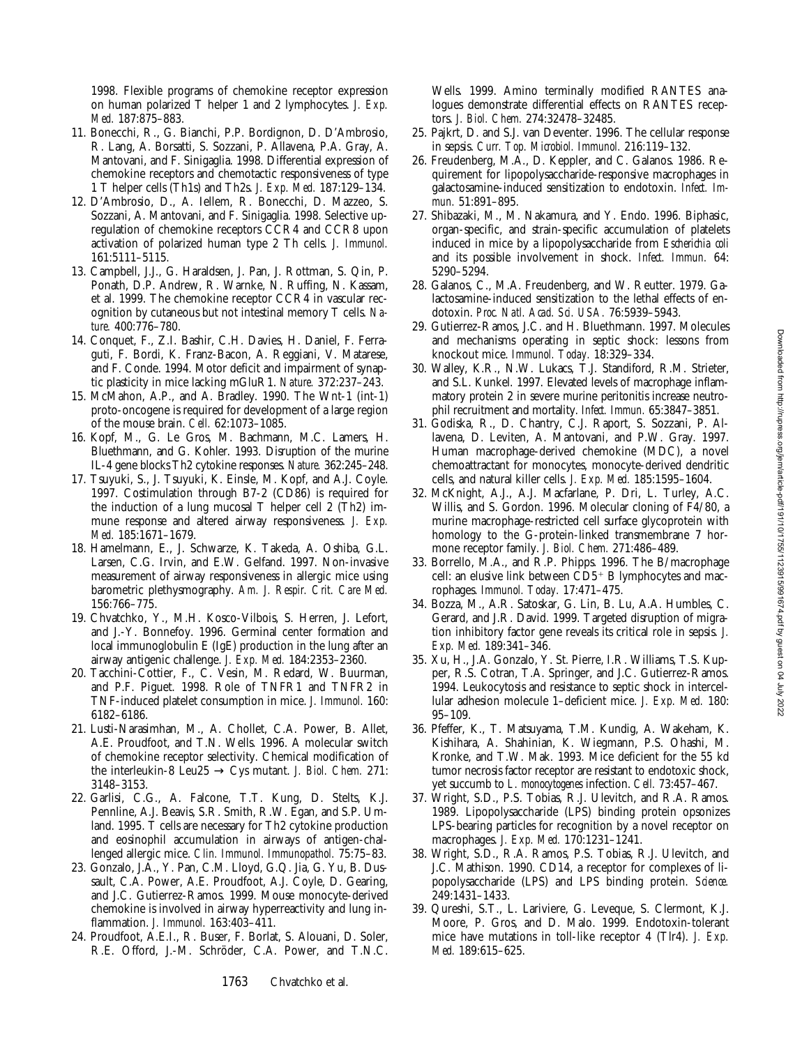1998. Flexible programs of chemokine receptor expression on human polarized T helper 1 and 2 lymphocytes. *J. Exp. Med.* 187:875–883.

11. Bonecchi, R., G. Bianchi, P.P. Bordignon, D. D'Ambrosio, R. Lang, A. Borsatti, S. Sozzani, P. Allavena, P.A. Gray, A. Mantovani, and F. Sinigaglia. 1998. Differential expression of chemokine receptors and chemotactic responsiveness of type 1 T helper cells (Th1s) and Th2s. *J. Exp. Med.* 187:129–134.
12. D'Ambrosio, D., A. Iellem, R. Bonecchi, D. Mazzeo, S. Sozzani, A. Mantovani, and F. Sinigaglia. 1998. Selective up-regulation of chemokine receptors CCR4 and CCR8 upon activation of polarized human type 2 Th cells. *J. Immunol.* 161:5111–5115.
13. Campbell, J.J., G. Haraldsen, J. Pan, J. Rottman, S. Qin, P. Ponath, D.P. Andrew, R. Warnke, N. Ruffing, N. Kassam, et al. 1999. The chemokine receptor CCR4 in vascular recognition by cutaneous but not intestinal memory T cells. *Nature.* 400:776–780.
14. Conquet, F., Z.I. Bashir, C.H. Davies, H. Daniel, F. Ferraguti, F. Bordi, K. Franz-Bacon, A. Reggiani, V. Matarese, and F. Conde. 1994. Motor deficit and impairment of synaptic plasticity in mice lacking mGluR1. *Nature.* 372:237–243.
15. McMahon, A.P., and A. Bradley. 1990. The Wnt-1 (int-1) proto-oncogene is required for development of a large region of the mouse brain. *Cell.* 62:1073–1085.
16. Kopf, M., G. Le Gros, M. Bachmann, M.C. Lamers, H. Bluethmann, and G. Kohler. 1993. Disruption of the murine IL-4 gene blocks Th2 cytokine responses. *Nature.* 362:245–248.
17. Tsuyuki, S., J. Tsuyuki, K. Einsle, M. Kopf, and A.J. Coyle. 1997. Costimulation through B7-2 (CD86) is required for the induction of a lung mucosal T helper cell 2 (Th2) immune response and altered airway responsiveness. *J. Exp. Med.* 185:1671–1679.
18. Hamelmann, E., J. Schwarze, K. Takeda, A. Oshiba, G.L. Larsen, C.G. Irvin, and E.W. Gelfand. 1997. Non-invasive measurement of airway responsiveness in allergic mice using barometric plethysmography. *Am. J. Respir. Crit. Care Med.* 156:766–775.
19. Chvatchko, Y., M.H. Kosco-Vilbois, S. Herren, J. Lefort, and J.-Y. Bonnefoy. 1996. Germinal center formation and local immunoglobulin E (IgE) production in the lung after an airway antigenic challenge. *J. Exp. Med.* 184:2353–2360.
20. Tacchini-Cottier, F., C. Vesin, M. Redard, W. Buurman, and P.F. Piguet. 1998. Role of TNFR1 and TNFR2 in TNF-induced platelet consumption in mice. *J. Immunol.* 160: 6182–6186.
21. Lusti-Narasimhan, M., A. Chollet, C.A. Power, B. Allet, A.E. Proudfoot, and T.N. Wells. 1996. A molecular switch of chemokine receptor selectivity. Chemical modification of the interleukin-8 Leu25 → Cys mutant. *J. Biol. Chem.* 271: 3148–3153.
22. Garlisi, C.G., A. Falcone, T.T. Kung, D. Stelts, K.J. Pennline, A.J. Beavis, S.R. Smith, R.W. Egan, and S.P. Umland. 1995. T cells are necessary for Th2 cytokine production and eosinophil accumulation in airways of antigen-challenged allergic mice. *Clin. Immunol. Immunopathol.* 75:75–83.
23. Gonzalo, J.A., Y. Pan, C.M. Lloyd, G.Q. Jia, G. Yu, B. Dussault, C.A. Power, A.E. Proudfoot, A.J. Coyle, D. Gearing, and J.C. Gutierrez-Ramos. 1999. Mouse monocyte-derived chemokine is involved in airway hyperreactivity and lung inflammation. *J. Immunol.* 163:403–411.
24. Proudfoot, A.E.I., R. Buser, F. Borlat, S. Alouani, D. Soler, R.E. Offord, J.-M. Schröder, C.A. Power, and T.N.C. Wells. 1999. Amino terminally modified RANTES analogues demonstrate differential effects on RANTES receptors. *J. Biol. Chem.* 274:32478–32485.
25. Pajkrt, D. and S.J. van Deventer. 1996. The cellular response in sepsis. *Curr. Top. Microbiol. Immunol.* 216:119–132.
26. Freudenberg, M.A., D. Keppler, and C. Galanos. 1986. Requirement for lipopolysaccharide-responsive macrophages in galactosamine-induced sensitization to endotoxin. *Infect. Immun.* 51:891–895.
27. Shibazaki, M., M. Nakamura, and Y. Endo. 1996. Biphasic, organ-specific, and strain-specific accumulation of platelets induced in mice by a lipopolysaccharide from *Escherichia coli* and its possible involvement in shock. *Infect. Immun.* 64: 5290–5294.
28. Galanos, C., M.A. Freudenberg, and W. Reutter. 1979. Galactosamine-induced sensitization to the lethal effects of endotoxin. *Proc. Natl. Acad. Sci. USA.* 76:5939–5943.
29. Gutierrez-Ramos, J.C. and H. Bluethmann. 1997. Molecules and mechanisms operating in septic shock: lessons from knockout mice. *Immunol. Today.* 18:329–334.
30. Walley, K.R., N.W. Lukacs, T.J. Standiford, R.M. Strieter, and S.L. Kunkel. 1997. Elevated levels of macrophage inflammatory protein 2 in severe murine peritonitis increase neutrophil recruitment and mortality. *Infect. Immun.* 65:3847–3851.
31. Godiska, R., D. Chantry, C.J. Raport, S. Sozzani, P. Allavena, D. Leviten, A. Mantovani, and P.W. Gray. 1997. Human macrophage-derived chemokine (MDC), a novel chemoattractant for monocytes, monocyte-derived dendritic cells, and natural killer cells. *J. Exp. Med.* 185:1595–1604.
32. McKnight, A.J., A.J. Macfarlane, P. Dri, L. Turley, A.C. Willis, and S. Gordon. 1996. Molecular cloning of F4/80, a murine macrophage-restricted cell surface glycoprotein with homology to the G-protein-linked transmembrane 7 hormone receptor family. *J. Biol. Chem.* 271:486–489.
33. Borrello, M.A., and R.P. Phipps. 1996. The B/macrophage cell: an elusive link between $CD5^+$ B lymphocytes and macrophages. *Immunol. Today.* 17:471–475.
34. Bozza, M., A.R. Satoskar, G. Lin, B. Lu, A.A. Humbles, C. Gerard, and J.R. David. 1999. Targeted disruption of migration inhibitory factor gene reveals its critical role in sepsis. *J. Exp. Med.* 189:341–346.
35. Xu, H., J.A. Gonzalo, Y. St. Pierre, I.R. Williams, T.S. Kupper, R.S. Cotran, T.A. Springer, and J.C. Gutierrez-Ramos. 1994. Leukocytosis and resistance to septic shock in intercellular adhesion molecule 1–deficient mice. *J. Exp. Med.* 180: 95–109.
36. Pfeffer, K., T. Matsuyama, T.M. Kundig, A. Wakeham, K. Kishihara, A. Shahinian, K. Wiegmann, P.S. Ohashi, M. Kronke, and T.W. Mak. 1993. Mice deficient for the 55 kd tumor necrosis factor receptor are resistant to endotoxic shock, yet succumb to *L. monocytogenes* infection. *Cell.* 73:457–467.
37. Wright, S.D., P.S. Tobias, R.J. Ulevitch, and R.A. Ramos. 1989. Lipopolysaccharide (LPS) binding protein opsonizes LPS-bearing particles for recognition by a novel receptor on macrophages. *J. Exp. Med.* 170:1231–1241.
38. Wright, S.D., R.A. Ramos, P.S. Tobias, R.J. Ulevitch, and J.C. Mathison. 1990. CD14, a receptor for complexes of lipopolysaccharide (LPS) and LPS binding protein. *Science.* 249:1431–1433.
39. Qureshi, S.T., L. Lariviere, G. Leveque, S. Clermont, K.J. Moore, P. Gros, and D. Malo. 1999. Endotoxin-tolerant mice have mutations in toll-like receptor 4 (Tlr4). *J. Exp. Med.* 189:615–625.